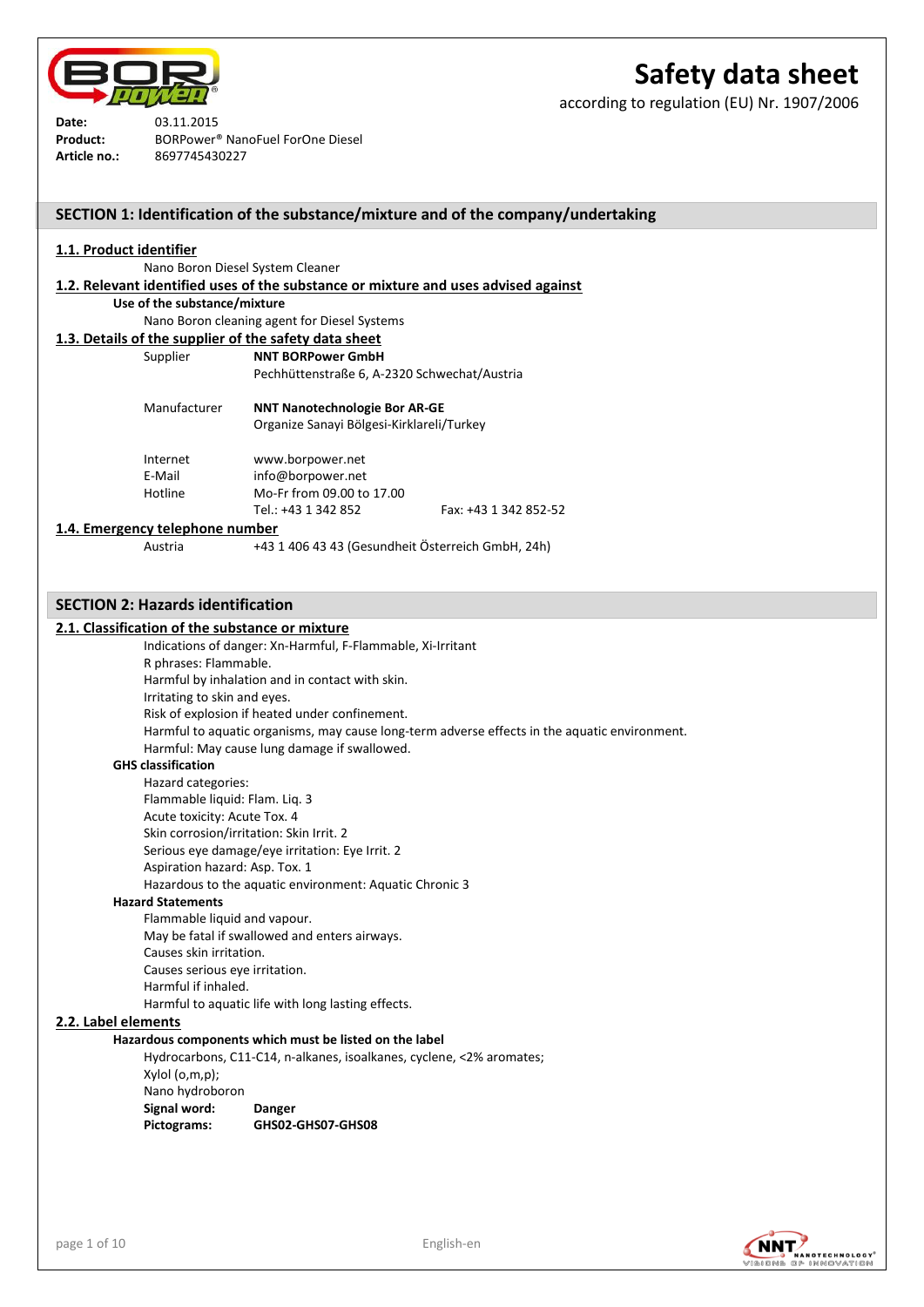# Safety data sheet

according to regulation (EU) Nr. 1907/2006

**Date:** 03.11.2015
**Product:** BORPower® NanoFuel ForOne Diesel
**Article no.:** 8697745430227

## SECTION 1: Identification of the substance/mixture and of the company/undertaking

### 1.1. Product identifier

Nano Boron Diesel System Cleaner

### 1.2. Relevant identified uses of the substance or mixture and uses advised against

**Use of the substance/mixture**

Nano Boron cleaning agent for Diesel Systems

### 1.3. Details of the supplier of the safety data sheet

| | | |
|---|---|---|
| Supplier | **NNT BORPower GmbH** | |
| | Pechhüttenstraße 6, A-2320 Schwechat/Austria | |
| Manufacturer | **NNT Nanotechnologie Bor AR-GE** | |
| | Organize Sanayi Bölgesi-Kirklareli/Turkey | |
| Internet | www.borpower.net | |
| E-Mail | info@borpower.net | |
| Hotline | Mo-Fr from 09.00 to 17.00 | |
| | Tel.: +43 1 342 852 | Fax: +43 1 342 852-52 |

### 1.4. Emergency telephone number

Austria +43 1 406 43 43 (Gesundheit Österreich GmbH, 24h)

## SECTION 2: Hazards identification

### 2.1. Classification of the substance or mixture

Indications of danger: Xn-Harmful, F-Flammable, Xi-Irritant
R phrases: Flammable.
Harmful by inhalation and in contact with skin.
Irritating to skin and eyes.
Risk of explosion if heated under confinement.
Harmful to aquatic organisms, may cause long-term adverse effects in the aquatic environment.
Harmful: May cause lung damage if swallowed.

**GHS classification**

Hazard categories:
Flammable liquid: Flam. Liq. 3
Acute toxicity: Acute Tox. 4
Skin corrosion/irritation: Skin Irrit. 2
Serious eye damage/eye irritation: Eye Irrit. 2
Aspiration hazard: Asp. Tox. 1
Hazardous to the aquatic environment: Aquatic Chronic 3

**Hazard Statements**

Flammable liquid and vapour.
May be fatal if swallowed and enters airways.
Causes skin irritation.
Causes serious eye irritation.
Harmful if inhaled.
Harmful to aquatic life with long lasting effects.

### 2.2. Label elements

**Hazardous components which must be listed on the label**

Hydrocarbons, C11-C14, n-alkanes, isoalkanes, cyclene, <2% aromates;
Xylol (o,m,p);
Nano hydroboron

**Signal word:** **Danger**
**Pictograms:** **GHS02-GHS07-GHS08**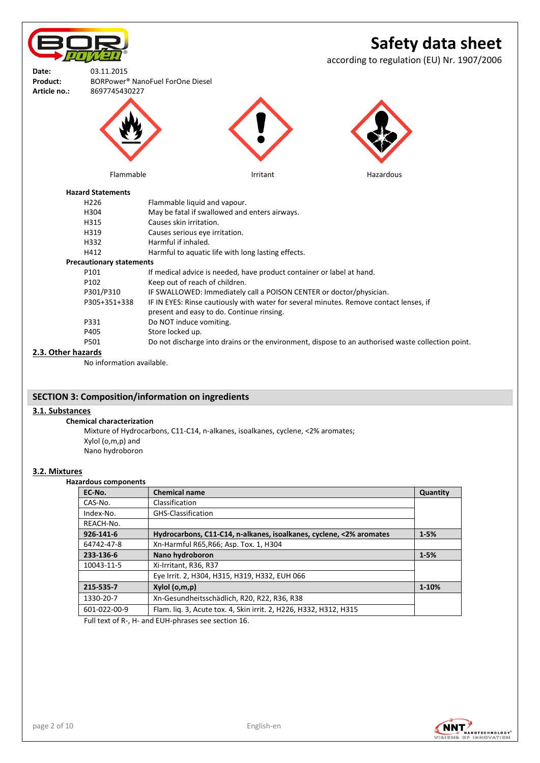# Safety data sheet

according to regulation (EU) Nr. 1907/2006

**Date:** 03.11.2015
**Product:** BORPower® NanoFuel ForOne Diesel
**Article no.:** 8697745430227

Flammable    Irritant    Hazardous

**Hazard Statements**

| | |
|---|---|
| H226 | Flammable liquid and vapour. |
| H304 | May be fatal if swallowed and enters airways. |
| H315 | Causes skin irritation. |
| H319 | Causes serious eye irritation. |
| H332 | Harmful if inhaled. |
| H412 | Harmful to aquatic life with long lasting effects. |

**Precautionary statements**

| | |
|---|---|
| P101 | If medical advice is needed, have product container or label at hand. |
| P102 | Keep out of reach of children. |
| P301/P310 | IF SWALLOWED: Immediately call a POISON CENTER or doctor/physician. |
| P305+351+338 | IF IN EYES: Rinse cautiously with water for several minutes. Remove contact lenses, if present and easy to do. Continue rinsing. |
| P331 | Do NOT induce vomiting. |
| P405 | Store locked up. |
| P501 | Do not discharge into drains or the environment, dispose to an authorised waste collection point. |

### 2.3. Other hazards

No information available.

## SECTION 3: Composition/information on ingredients

### 3.1. Substances

**Chemical characterization**

Mixture of Hydrocarbons, C11-C14, n-alkanes, isoalkanes, cyclene, <2% aromates;
Xylol (o,m,p) and
Nano hydroboron

### 3.2. Mixtures

**Hazardous components**

| EC-No. | Chemical name | Quantity |
|---|---|---|
| CAS-No. | Classification | |
| Index-No. | GHS-Classification | |
| REACH-No. | | |
| **926-141-6** | **Hydrocarbons, C11-C14, n-alkanes, isoalkanes, cyclene, <2% aromates** | **1-5%** |
| 64742-47-8 | Xn-Harmful R65,R66; Asp. Tox. 1, H304 | |
| **233-136-6** | **Nano hydroboron** | **1-5%** |
| 10043-11-5 | Xi-Irritant, R36, R37 | |
| | Eye Irrit. 2, H304, H315, H319, H332, EUH 066 | |
| **215-535-7** | **Xylol (o,m,p)** | **1-10%** |
| 1330-20-7 | Xn-Gesundheitsschädlich, R20, R22, R36, R38 | |
| 601-022-00-9 | Flam. liq. 3, Acute tox. 4, Skin irrit. 2, H226, H332, H312, H315 | |

Full text of R-, H- and EUH-phrases see section 16.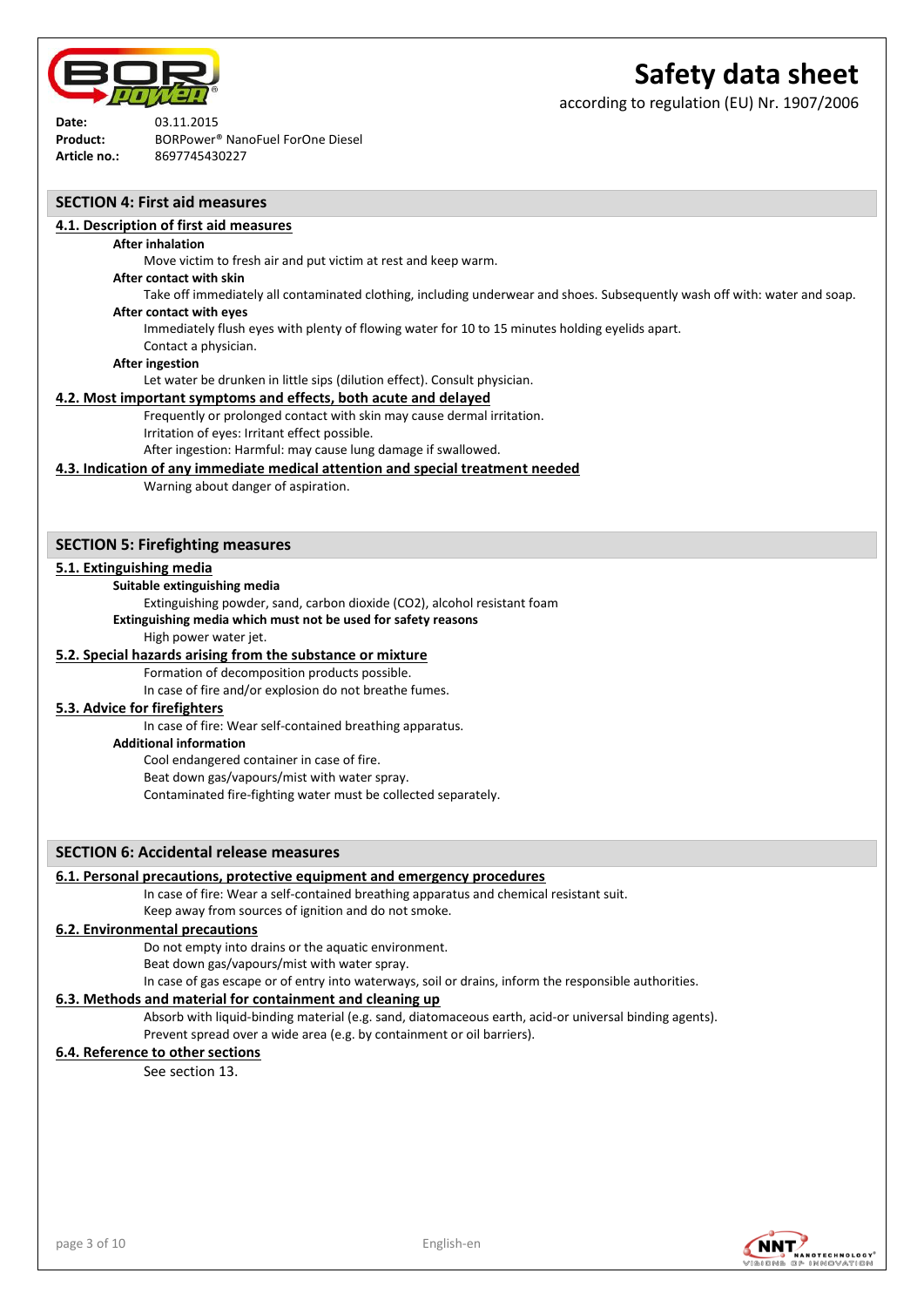**Date:** 03.11.2015
**Product:** BORPower® NanoFuel ForOne Diesel
**Article no.:** 8697745430227

## SECTION 4: First aid measures

### 4.1. Description of first aid measures

**After inhalation**

Move victim to fresh air and put victim at rest and keep warm.

**After contact with skin**

Take off immediately all contaminated clothing, including underwear and shoes. Subsequently wash off with: water and soap.

**After contact with eyes**

Immediately flush eyes with plenty of flowing water for 10 to 15 minutes holding eyelids apart.
Contact a physician.

**After ingestion**

Let water be drunken in little sips (dilution effect). Consult physician.

### 4.2. Most important symptoms and effects, both acute and delayed

Frequently or prolonged contact with skin may cause dermal irritation.
Irritation of eyes: Irritant effect possible.
After ingestion: Harmful: may cause lung damage if swallowed.

### 4.3. Indication of any immediate medical attention and special treatment needed

Warning about danger of aspiration.

## SECTION 5: Firefighting measures

### 5.1. Extinguishing media

**Suitable extinguishing media**

Extinguishing powder, sand, carbon dioxide ($CO_2$), alcohol resistant foam

**Extinguishing media which must not be used for safety reasons**

High power water jet.

### 5.2. Special hazards arising from the substance or mixture

Formation of decomposition products possible.
In case of fire and/or explosion do not breathe fumes.

### 5.3. Advice for firefighters

In case of fire: Wear self-contained breathing apparatus.

**Additional information**

Cool endangered container in case of fire.
Beat down gas/vapours/mist with water spray.
Contaminated fire-fighting water must be collected separately.

## SECTION 6: Accidental release measures

### 6.1. Personal precautions, protective equipment and emergency procedures

In case of fire: Wear a self-contained breathing apparatus and chemical resistant suit.
Keep away from sources of ignition and do not smoke.

### 6.2. Environmental precautions

Do not empty into drains or the aquatic environment.
Beat down gas/vapours/mist with water spray.
In case of gas escape or of entry into waterways, soil or drains, inform the responsible authorities.

### 6.3. Methods and material for containment and cleaning up

Absorb with liquid-binding material (e.g. sand, diatomaceous earth, acid-or universal binding agents).
Prevent spread over a wide area (e.g. by containment or oil barriers).

### 6.4. Reference to other sections

See section 13.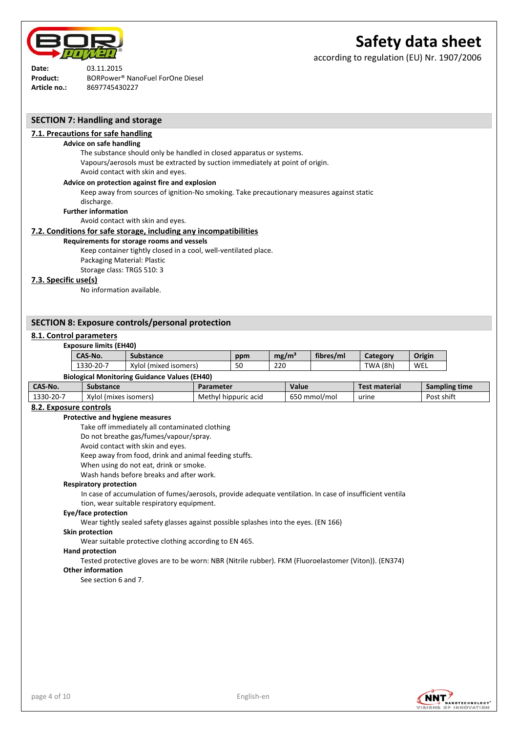**Date:** 03.11.2015
**Product:** BORPower® NanoFuel ForOne Diesel
**Article no.:** 8697745430227

# Safety data sheet

according to regulation (EU) Nr. 1907/2006

## SECTION 7: Handling and storage

### 7.1. Precautions for safe handling

**Advice on safe handling**

The substance should only be handled in closed apparatus or systems.
Vapours/aerosols must be extracted by suction immediately at point of origin.
Avoid contact with skin and eyes.

**Advice on protection against fire and explosion**

Keep away from sources of ignition-No smoking. Take precautionary measures against static discharge.

**Further information**

Avoid contact with skin and eyes.

### 7.2. Conditions for safe storage, including any incompatibilities

**Requirements for storage rooms and vessels**

Keep container tightly closed in a cool, well-ventilated place.
Packaging Material: Plastic
Storage class: TRGS 510: 3

### 7.3. Specific use(s)

No information available.

## SECTION 8: Exposure controls/personal protection

### 8.1. Control parameters

**Exposure limits (EH40)**

| CAS-No. | Substance | ppm | mg/m³ | fibres/ml | Category | Origin |
|---|---|---|---|---|---|---|
| 1330-20-7 | Xylol (mixed isomers) | 50 | 220 | | TWA (8h) | WEL |

**Biological Monitoring Guidance Values (EH40)**

| CAS-No. | Substance | Parameter | Value | Test material | Sampling time |
|---|---|---|---|---|---|
| 1330-20-7 | Xylol (mixes isomers) | Methyl hippuric acid | 650 mmol/mol | urine | Post shift |

### 8.2. Exposure controls

**Protective and hygiene measures**

Take off immediately all contaminated clothing
Do not breathe gas/fumes/vapour/spray.
Avoid contact with skin and eyes.
Keep away from food, drink and animal feeding stuffs.
When using do not eat, drink or smoke.
Wash hands before breaks and after work.

**Respiratory protection**

In case of accumulation of fumes/aerosols, provide adequate ventilation. In case of insufficient ventila tion, wear suitable respiratory equipment.

**Eye/face protection**

Wear tightly sealed safety glasses against possible splashes into the eyes. (EN 166)

**Skin protection**

Wear suitable protective clothing according to EN 465.

**Hand protection**

Tested protective gloves are to be worn: NBR (Nitrile rubber). FKM (Fluoroelastomer (Viton)). (EN374)

**Other information**

See section 6 and 7.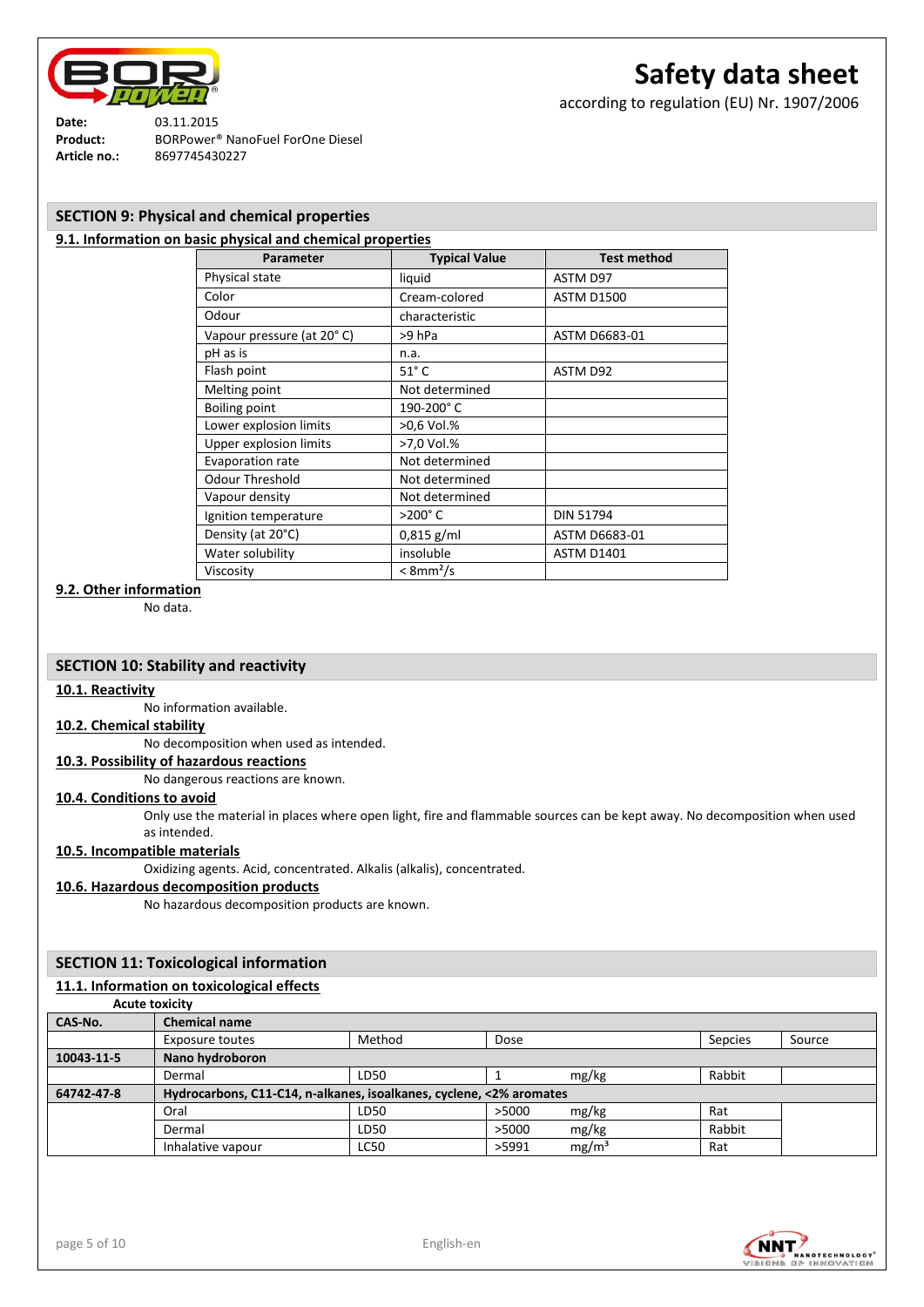**Date:** 03.11.2015
**Product:** BORPower® NanoFuel ForOne Diesel
**Article no.:** 8697745430227

# Safety data sheet

according to regulation (EU) Nr. 1907/2006

## SECTION 9: Physical and chemical properties

### 9.1. Information on basic physical and chemical properties

| Parameter | Typical Value | Test method |
|---|---|---|
| Physical state | liquid | ASTM D97 |
| Color | Cream-colored | ASTM D1500 |
| Odour | characteristic | |
| Vapour pressure (at 20° C) | >9 hPa | ASTM D6683-01 |
| pH as is | n.a. | |
| Flash point | 51° C | ASTM D92 |
| Melting point | Not determined | |
| Boiling point | 190-200° C | |
| Lower explosion limits | >0,6 Vol.% | |
| Upper explosion limits | >7,0 Vol.% | |
| Evaporation rate | Not determined | |
| Odour Threshold | Not determined | |
| Vapour density | Not determined | |
| Ignition temperature | >200° C | DIN 51794 |
| Density (at 20°C) | 0,815 g/ml | ASTM D6683-01 |
| Water solubility | insoluble | ASTM D1401 |
| Viscosity | < 8mm²/s | |

### 9.2. Other information

No data.

## SECTION 10: Stability and reactivity

### 10.1. Reactivity

No information available.

### 10.2. Chemical stability

No decomposition when used as intended.

### 10.3. Possibility of hazardous reactions

No dangerous reactions are known.

### 10.4. Conditions to avoid

Only use the material in places where open light, fire and flammable sources can be kept away. No decomposition when used as intended.

### 10.5. Incompatible materials

Oxidizing agents. Acid, concentrated. Alkalis (alkalis), concentrated.

### 10.6. Hazardous decomposition products

No hazardous decomposition products are known.

## SECTION 11: Toxicological information

### 11.1. Information on toxicological effects

**Acute toxicity**

| CAS-No. | Chemical name | | | | | |
|---|---|---|---|---|---|---|
| | Exposure toutes | Method | Dose | | Sepcies | Source |
| **10043-11-5** | **Nano hydroboron** | | | | | |
| | Dermal | LD50 | 1 | mg/kg | Rabbit | |
| **64742-47-8** | **Hydrocarbons, C11-C14, n-alkanes, isoalkanes, cyclene, <2% aromates** | | | | | |
| | Oral | LD50 | >5000 | mg/kg | Rat | |
| | Dermal | LD50 | >5000 | mg/kg | Rabbit | |
| | Inhalative vapour | LC50 | >5991 | mg/m³ | Rat | |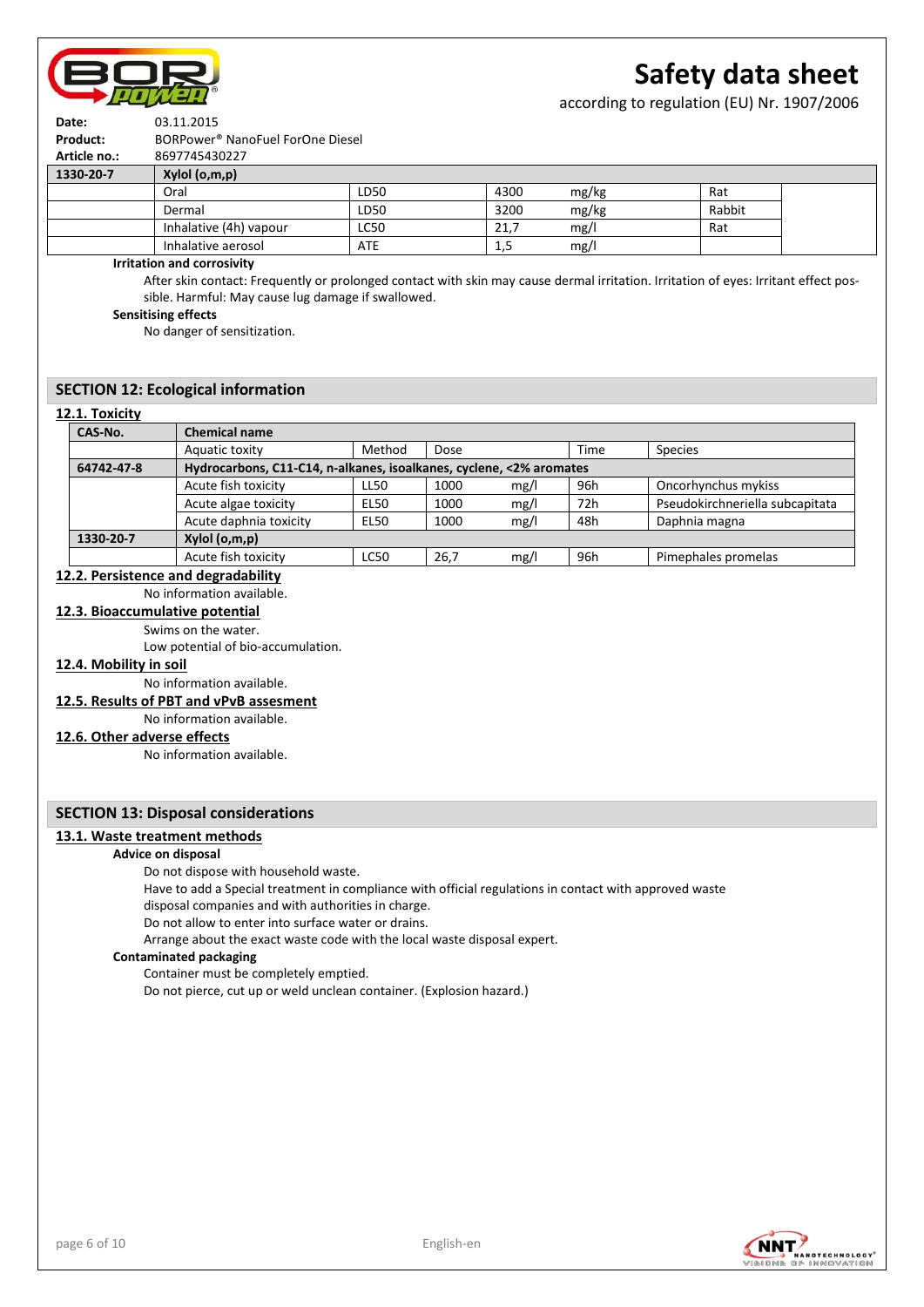| 1330-20-7 | Xylol (o,m,p) | | | | | |
|---|---|---|---|---|---|---|
| | Oral | LD50 | 4300 | mg/kg | Rat | |
| | Dermal | LD50 | 3200 | mg/kg | Rabbit | |
| | Inhalative (4h) vapour | LC50 | 21,7 | mg/l | Rat | |
| | Inhalative aerosol | ATE | 1,5 | mg/l | | |

**Irritation and corrosivity**

After skin contact: Frequently or prolonged contact with skin may cause dermal irritation. Irritation of eyes: Irritant effect possible. Harmful: May cause lug damage if swallowed.

**Sensitising effects**

No danger of sensitization.

## SECTION 12: Ecological information

### 12.1. Toxicity

| CAS-No. | Chemical name | | | | | |
|---|---|---|---|---|---|---|
| | Aquatic toxity | Method | Dose | | Time | Species |
| 64742-47-8 | Hydrocarbons, C11-C14, n-alkanes, isoalkanes, cyclene, <2% aromates | | | | | |
| | Acute fish toxicity | LL50 | 1000 | mg/l | 96h | Oncorhynchus mykiss |
| | Acute algae toxicity | EL50 | 1000 | mg/l | 72h | Pseudokirchneriella subcapitata |
| | Acute daphnia toxicity | EL50 | 1000 | mg/l | 48h | Daphnia magna |
| 1330-20-7 | Xylol (o,m,p) | | | | | |
| | Acute fish toxicity | LC50 | 26,7 | mg/l | 96h | Pimephales promelas |

### 12.2. Persistence and degradability

No information available.

### 12.3. Bioaccumulative potential

Swims on the water.
Low potential of bio-accumulation.

### 12.4. Mobility in soil

No information available.

### 12.5. Results of PBT and vPvB assesment

No information available.

### 12.6. Other adverse effects

No information available.

## SECTION 13: Disposal considerations

### 13.1. Waste treatment methods

**Advice on disposal**

Do not dispose with household waste.
Have to add a Special treatment in compliance with official regulations in contact with approved waste disposal companies and with authorities in charge.
Do not allow to enter into surface water or drains.
Arrange about the exact waste code with the local waste disposal expert.

**Contaminated packaging**

Container must be completely emptied.
Do not pierce, cut up or weld unclean container. (Explosion hazard.)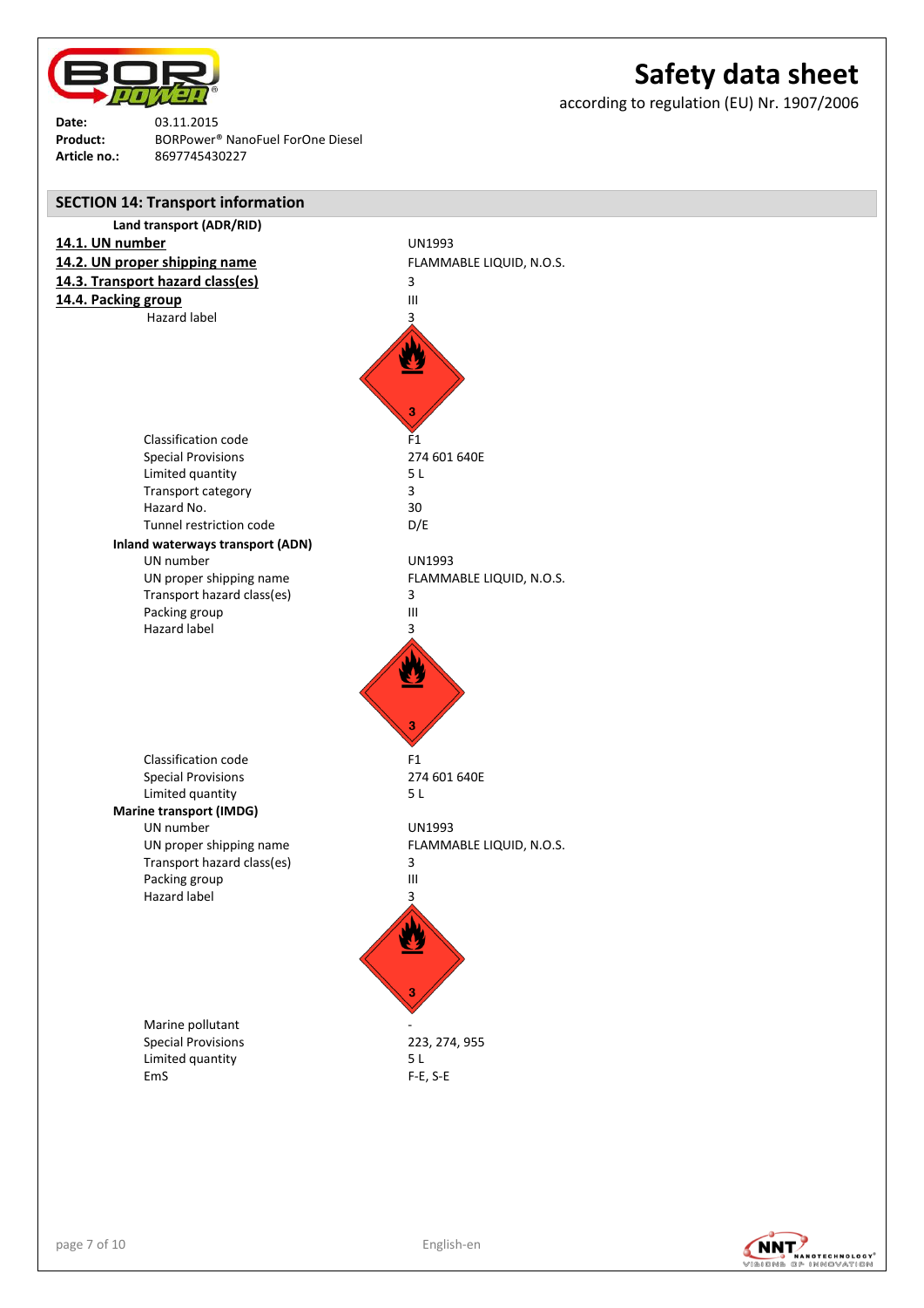# Safety data sheet

according to regulation (EU) Nr. 1907/2006

**Date:** 03.11.2015
**Product:** BORPower® NanoFuel ForOne Diesel
**Article no.:** 8697745430227

## SECTION 14: Transport information

**Land transport (ADR/RID)**

| | |
|---|---|
| **14.1. UN number** | UN1993 |
| **14.2. UN proper shipping name** | FLAMMABLE LIQUID, N.O.S. |
| **14.3. Transport hazard class(es)** | 3 |
| **14.4. Packing group** | III |
| Hazard label | 3 |
| Classification code | F1 |
| Special Provisions | 274 601 640E |
| Limited quantity | 5 L |
| Transport category | 3 |
| Hazard No. | 30 |
| Tunnel restriction code | D/E |

**Inland waterways transport (ADN)**

| | |
|---|---|
| UN number | UN1993 |
| UN proper shipping name | FLAMMABLE LIQUID, N.O.S. |
| Transport hazard class(es) | 3 |
| Packing group | III |
| Hazard label | 3 |
| Classification code | F1 |
| Special Provisions | 274 601 640E |
| Limited quantity | 5 L |

**Marine transport (IMDG)**

| | |
|---|---|
| UN number | UN1993 |
| UN proper shipping name | FLAMMABLE LIQUID, N.O.S. |
| Transport hazard class(es) | 3 |
| Packing group | III |
| Hazard label | 3 |
| Marine pollutant | - |
| Special Provisions | 223, 274, 955 |
| Limited quantity | 5 L |
| EmS | F-E, S-E |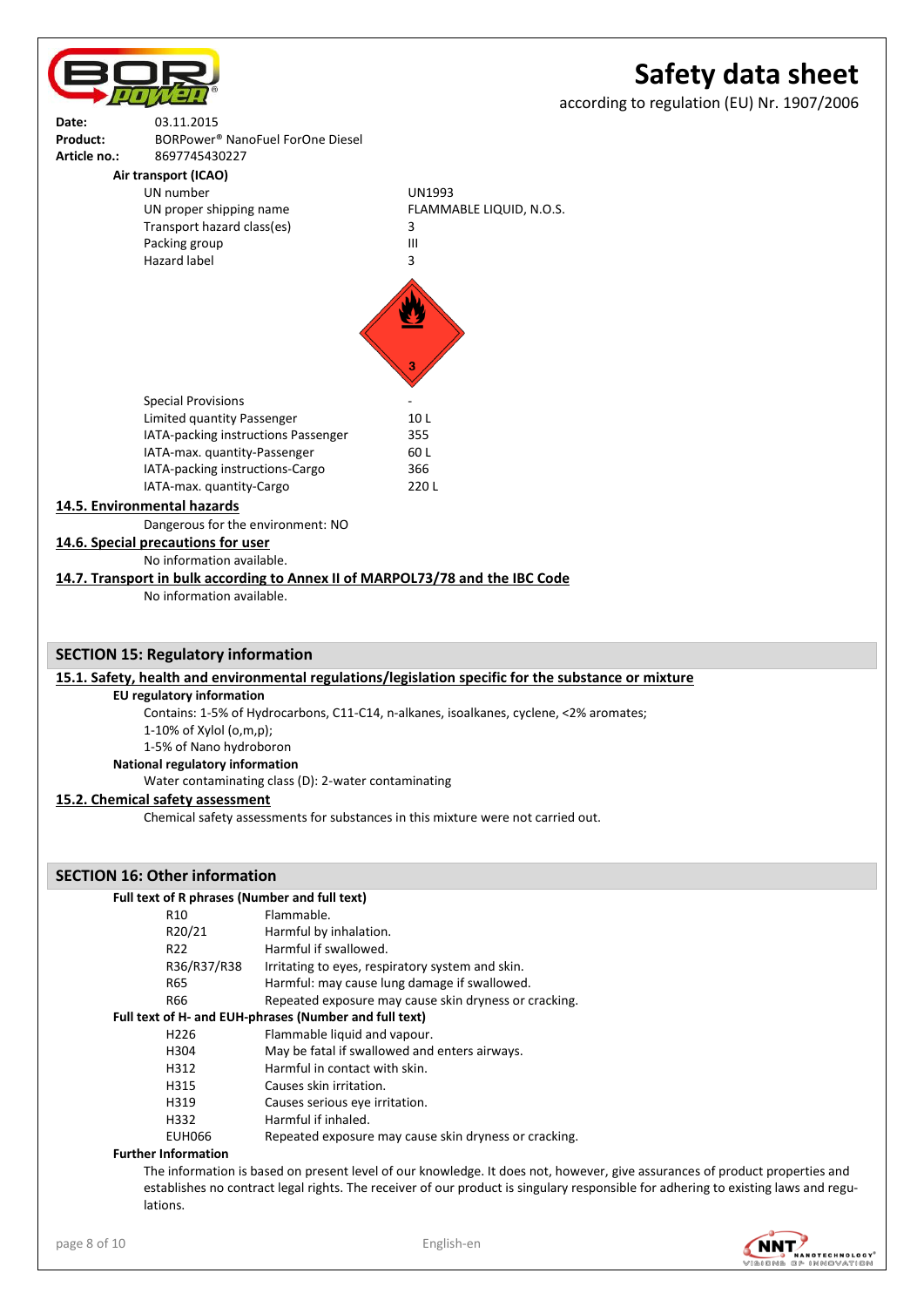**Air transport (ICAO)**

| | |
|---|---|
| UN number | UN1993 |
| UN proper shipping name | FLAMMABLE LIQUID, N.O.S. |
| Transport hazard class(es) | 3 |
| Packing group | III |
| Hazard label | 3 |

| | |
|---|---|
| Special Provisions | - |
| Limited quantity Passenger | 10 L |
| IATA-packing instructions Passenger | 355 |
| IATA-max. quantity-Passenger | 60 L |
| IATA-packing instructions-Cargo | 366 |
| IATA-max. quantity-Cargo | 220 L |

### 14.5. Environmental hazards

Dangerous for the environment: NO

### 14.6. Special precautions for user

No information available.

### 14.7. Transport in bulk according to Annex II of MARPOL73/78 and the IBC Code

No information available.

## SECTION 15: Regulatory information

### 15.1. Safety, health and environmental regulations/legislation specific for the substance or mixture

**EU regulatory information**

Contains: 1-5% of Hydrocarbons, C11-C14, n-alkanes, isoalkanes, cyclene, <2% aromates;
1-10% of Xylol (o,m,p);
1-5% of Nano hydroboron

**National regulatory information**

Water contaminating class (D): 2-water contaminating

### 15.2. Chemical safety assessment

Chemical safety assessments for substances in this mixture were not carried out.

## SECTION 16: Other information

**Full text of R phrases (Number and full text)**

| | |
|---|---|
| R10 | Flammable. |
| R20/21 | Harmful by inhalation. |
| R22 | Harmful if swallowed. |
| R36/R37/R38 | Irritating to eyes, respiratory system and skin. |
| R65 | Harmful: may cause lung damage if swallowed. |
| R66 | Repeated exposure may cause skin dryness or cracking. |

**Full text of H- and EUH-phrases (Number and full text)**

| | |
|---|---|
| H226 | Flammable liquid and vapour. |
| H304 | May be fatal if swallowed and enters airways. |
| H312 | Harmful in contact with skin. |
| H315 | Causes skin irritation. |
| H319 | Causes serious eye irritation. |
| H332 | Harmful if inhaled. |
| EUH066 | Repeated exposure may cause skin dryness or cracking. |

**Further Information**

The information is based on present level of our knowledge. It does not, however, give assurances of product properties and establishes no contract legal rights. The receiver of our product is singulary responsible for adhering to existing laws and regulations.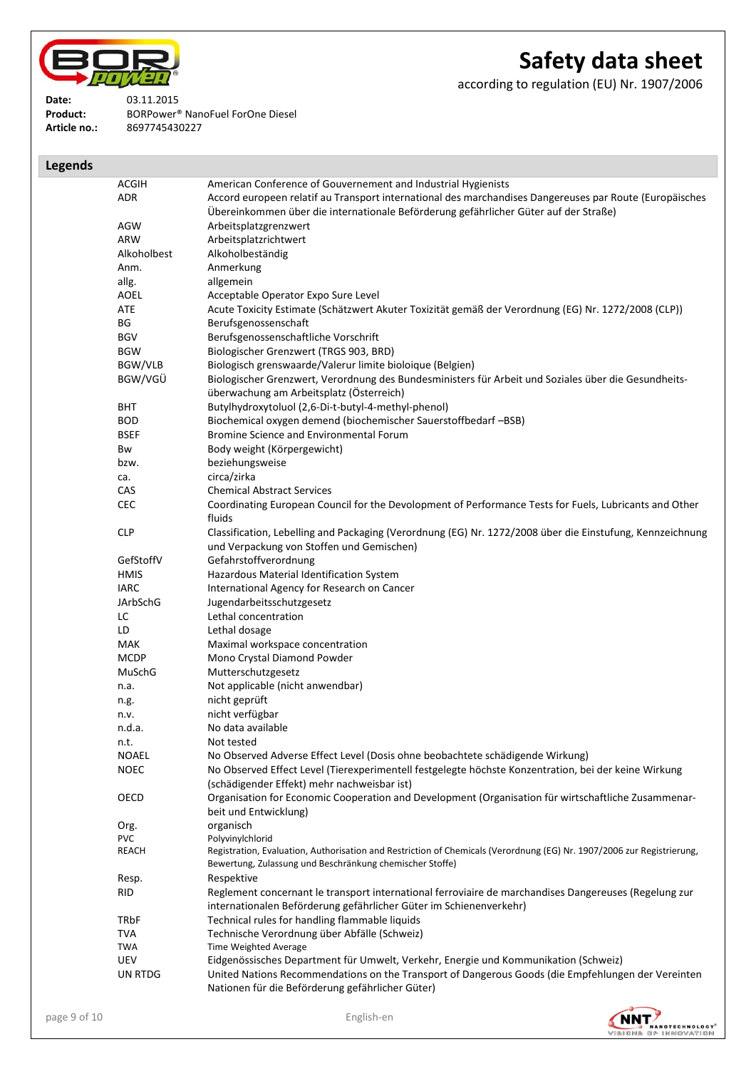**Date:** 03.11.2015
**Product:** BORPower® NanoFuel ForOne Diesel
**Article no.:** 8697745430227

## Legends

| | |
|---|---|
| ACGIH | American Conference of Gouvernement and Industrial Hygienists |
| ADR | Accord europeen relatif au Transport international des marchandises Dangereuses par Route (Europäisches Übereinkommen über die internationale Beförderung gefährlicher Güter auf der Straße) |
| AGW | Arbeitsplatzgrenzwert |
| ARW | Arbeitsplatzrichtwert |
| Alkoholbest | Alkoholbeständig |
| Anm. | Anmerkung |
| allg. | allgemein |
| AOEL | Acceptable Operator Expo Sure Level |
| ATE | Acute Toxicity Estimate (Schätzwert Akuter Toxizität gemäß der Verordnung (EG) Nr. 1272/2008 (CLP)) |
| BG | Berufsgenossenschaft |
| BGV | Berufsgenossenschaftliche Vorschrift |
| BGW | Biologischer Grenzwert (TRGS 903, BRD) |
| BGW/VLB | Biologisch grenswaarde/Valerur limite bioloique (Belgien) |
| BGW/VGÜ | Biologischer Grenzwert, Verordnung des Bundesministers für Arbeit und Soziales über die Gesundheits-überwachung am Arbeitsplatz (Österreich) |
| BHT | Butylhydroxytoluol (2,6-Di-t-butyl-4-methyl-phenol) |
| BOD | Biochemical oxygen demend (biochemischer Sauerstoffbedarf –BSB) |
| BSEF | Bromine Science and Environmental Forum |
| Bw | Body weight (Körpergewicht) |
| bzw. | beziehungsweise |
| ca. | circa/zirka |
| CAS | Chemical Abstract Services |
| CEC | Coordinating European Council for the Devolopment of Performance Tests for Fuels, Lubricants and Other fluids |
| CLP | Classification, Lebelling and Packaging (Verordnung (EG) Nr. 1272/2008 über die Einstufung, Kennzeichnung und Verpackung von Stoffen und Gemischen) |
| GefStoffV | Gefahrstoffverordnung |
| HMIS | Hazardous Material Identification System |
| IARC | International Agency for Research on Cancer |
| JArbSchG | Jugendarbeitsschutzgesetz |
| LC | Lethal concentration |
| LD | Lethal dosage |
| MAK | Maximal workspace concentration |
| MCDP | Mono Crystal Diamond Powder |
| MuSchG | Mutterschutzgesetz |
| n.a. | Not applicable (nicht anwendbar) |
| n.g. | nicht geprüft |
| n.v. | nicht verfügbar |
| n.d.a. | No data available |
| n.t. | Not tested |
| NOAEL | No Observed Adverse Effect Level (Dosis ohne beobachtete schädigende Wirkung) |
| NOEC | No Observed Effect Level (Tierexperimentell festgelegte höchste Konzentration, bei der keine Wirkung (schädigender Effekt) mehr nachweisbar ist) |
| OECD | Organisation for Economic Cooperation and Development (Organisation für wirtschaftliche Zusammenar-beit und Entwicklung) |
| Org. | organisch |
| PVC | Polyvinylchlorid |
| REACH | Registration, Evaluation, Authorisation and Restriction of Chemicals (Verordnung (EG) Nr. 1907/2006 zur Registrierung, Bewertung, Zulassung und Beschränkung chemischer Stoffe) |
| Resp. | Respektive |
| RID | Reglement concernant le transport international ferroviaire de marchandises Dangereuses (Regelung zur internationalen Beförderung gefährlicher Güter im Schienenverkehr) |
| TRbF | Technical rules for handling flammable liquids |
| TVA | Technische Verordnung über Abfälle (Schweiz) |
| TWA | Time Weighted Average |
| UEV | Eidgenössisches Department für Umwelt, Verkehr, Energie und Kommunikation (Schweiz) |
| UN RTDG | United Nations Recommendations on the Transport of Dangerous Goods (die Empfehlungen der Vereinten Nationen für die Beförderung gefährlicher Güter) |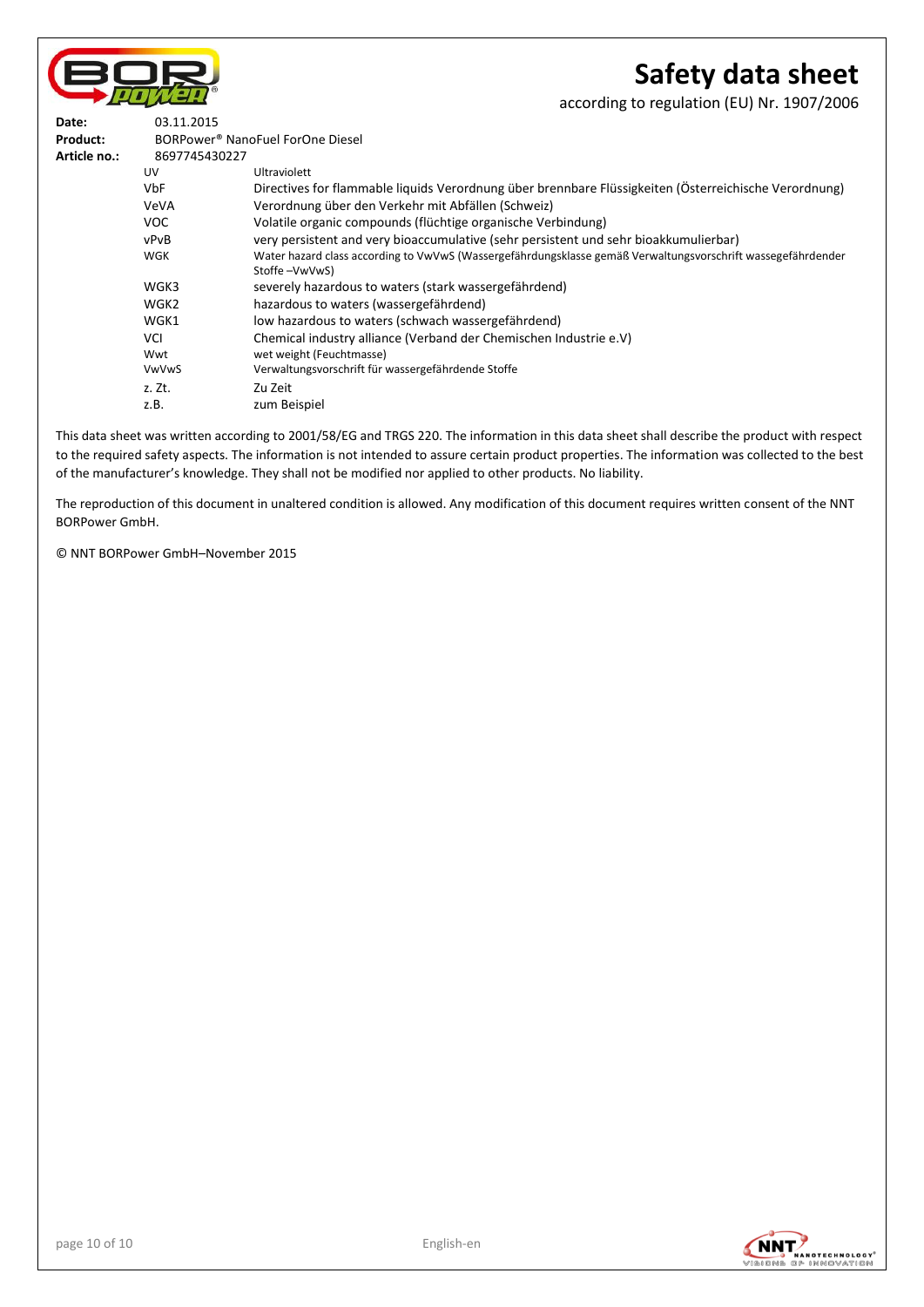**Date:** 03.11.2015
**Product:** BORPower® NanoFuel ForOne Diesel
**Article no.:** 8697745430227

| | |
|---|---|
| UV | Ultraviolett |
| VbF | Directives for flammable liquids Verordnung über brennbare Flüssigkeiten (Österreichische Verordnung) |
| VeVA | Verordnung über den Verkehr mit Abfällen (Schweiz) |
| VOC | Volatile organic compounds (flüchtige organische Verbindung) |
| vPvB | very persistent and very bioaccumulative (sehr persistent und sehr bioakkumulierbar) |
| WGK | Water hazard class according to VwVwS (Wassergefährdungsklasse gemäß Verwaltungsvorschrift wassegefährdender Stoffe –VwVwS) |
| WGK3 | severely hazardous to waters (stark wassergefährdend) |
| WGK2 | hazardous to waters (wassergefährdend) |
| WGK1 | low hazardous to waters (schwach wassergefährdend) |
| VCI | Chemical industry alliance (Verband der Chemischen Industrie e.V) |
| Wwt | wet weight (Feuchtmasse) |
| VwVwS | Verwaltungsvorschrift für wassergefährdende Stoffe |
| z. Zt. | Zu Zeit |
| z.B. | zum Beispiel |

This data sheet was written according to 2001/58/EG and TRGS 220. The information in this data sheet shall describe the product with respect to the required safety aspects. The information is not intended to assure certain product properties. The information was collected to the best of the manufacturer's knowledge. They shall not be modified nor applied to other products. No liability.

The reproduction of this document in unaltered condition is allowed. Any modification of this document requires written consent of the NNT BORPower GmbH.

© NNT BORPower GmbH–November 2015